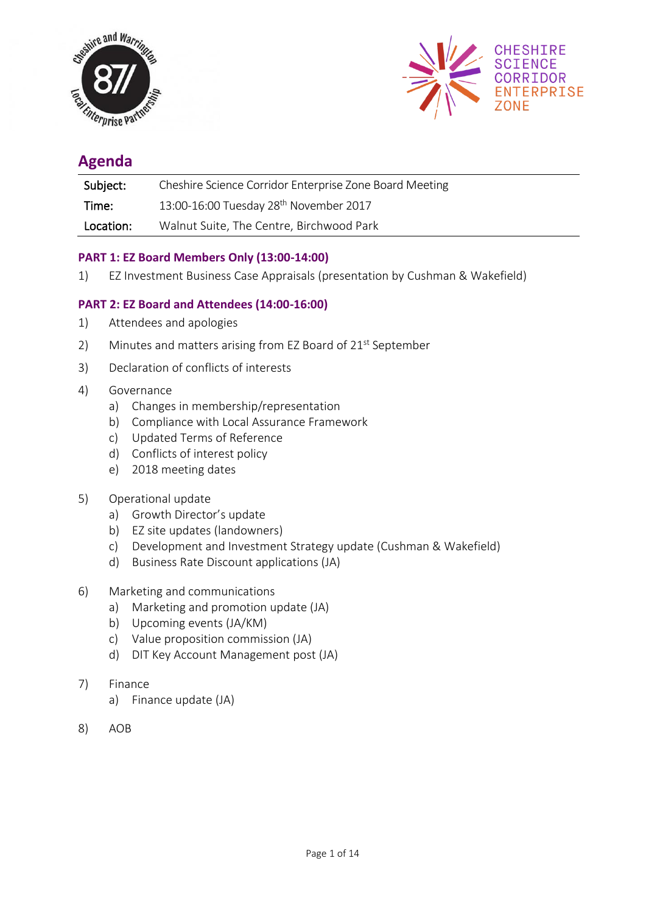# Agenda

| Subject: | Cheshire Science Corridor Enterprise Zone Board Meeting |
|---|---|
| Time: | 13:00-16:00 Tuesday 28th November 2017 |
| Location: | Walnut Suite, The Centre, Birchwood Park |

## PART 1: EZ Board Members Only (13:00-14:00)

1) EZ Investment Business Case Appraisals (presentation by Cushman & Wakefield)

## PART 2: EZ Board and Attendees (14:00-16:00)

1) Attendees and apologies

2) Minutes and matters arising from EZ Board of 21st September

3) Declaration of conflicts of interests

4) Governance
   a) Changes in membership/representation
   b) Compliance with Local Assurance Framework
   c) Updated Terms of Reference
   d) Conflicts of interest policy
   e) 2018 meeting dates

5) Operational update
   a) Growth Director's update
   b) EZ site updates (landowners)
   c) Development and Investment Strategy update (Cushman & Wakefield)
   d) Business Rate Discount applications (JA)

6) Marketing and communications
   a) Marketing and promotion update (JA)
   b) Upcoming events (JA/KM)
   c) Value proposition commission (JA)
   d) DIT Key Account Management post (JA)

7) Finance
   a) Finance update (JA)

8) AOB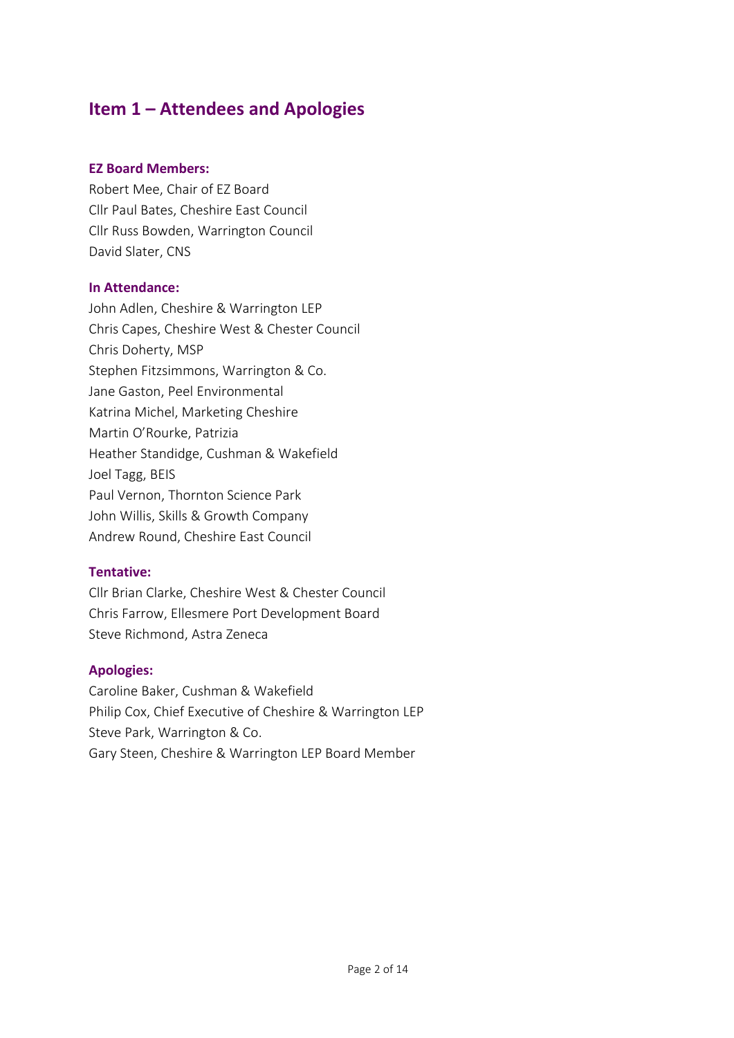## Item 1 – Attendees and Apologies

**EZ Board Members:**

Robert Mee, Chair of EZ Board
Cllr Paul Bates, Cheshire East Council
Cllr Russ Bowden, Warrington Council
David Slater, CNS

**In Attendance:**

John Adlen, Cheshire & Warrington LEP
Chris Capes, Cheshire West & Chester Council
Chris Doherty, MSP
Stephen Fitzsimmons, Warrington & Co.
Jane Gaston, Peel Environmental
Katrina Michel, Marketing Cheshire
Martin O'Rourke, Patrizia
Heather Standidge, Cushman & Wakefield
Joel Tagg, BEIS
Paul Vernon, Thornton Science Park
John Willis, Skills & Growth Company
Andrew Round, Cheshire East Council

**Tentative:**

Cllr Brian Clarke, Cheshire West & Chester Council
Chris Farrow, Ellesmere Port Development Board
Steve Richmond, Astra Zeneca

**Apologies:**

Caroline Baker, Cushman & Wakefield
Philip Cox, Chief Executive of Cheshire & Warrington LEP
Steve Park, Warrington & Co.
Gary Steen, Cheshire & Warrington LEP Board Member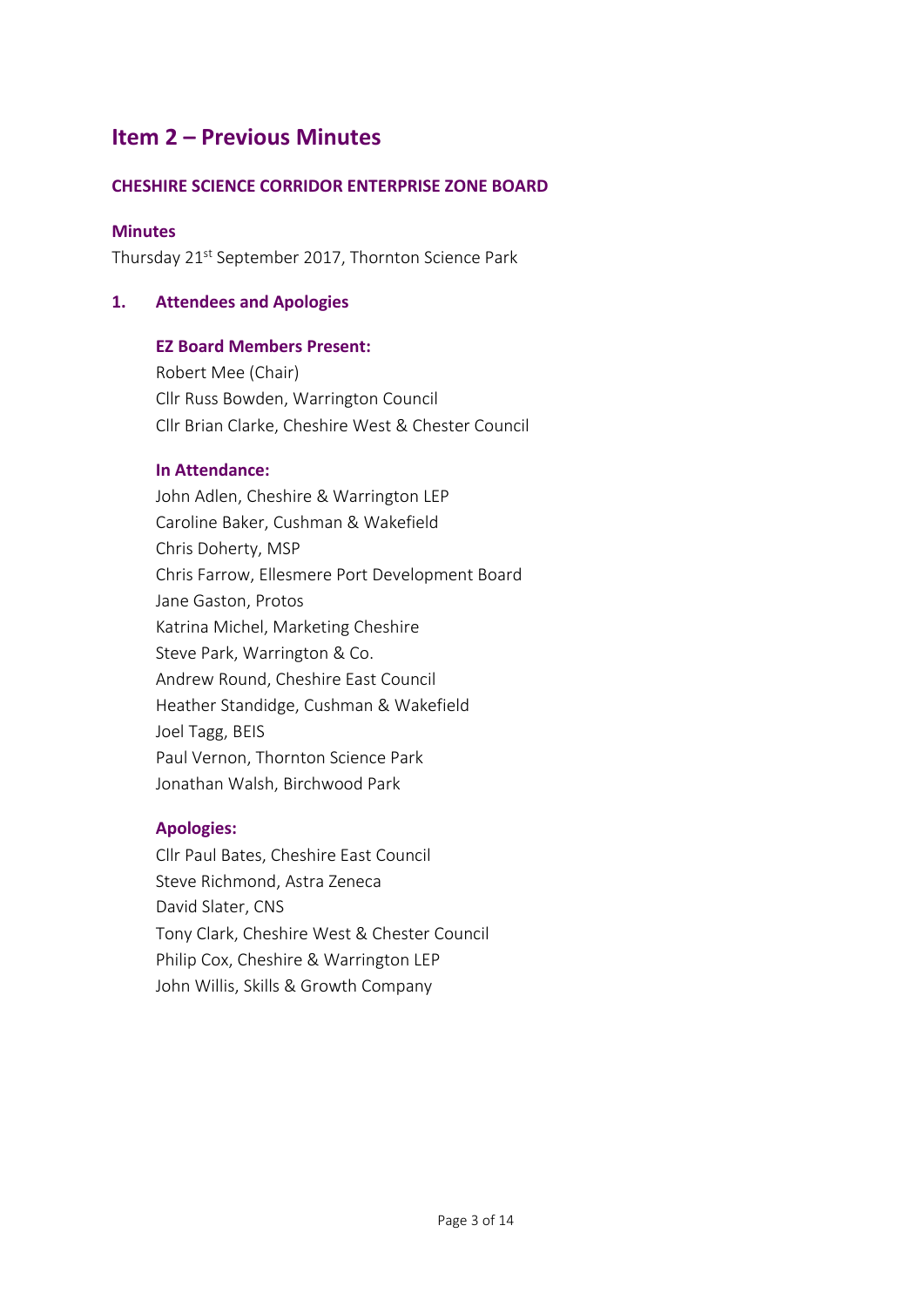# Item 2 – Previous Minutes

### CHESHIRE SCIENCE CORRIDOR ENTERPRISE ZONE BOARD

**Minutes**

Thursday 21st September 2017, Thornton Science Park

## 1. Attendees and Apologies

**EZ Board Members Present:**

Robert Mee (Chair)
Cllr Russ Bowden, Warrington Council
Cllr Brian Clarke, Cheshire West & Chester Council

**In Attendance:**

John Adlen, Cheshire & Warrington LEP
Caroline Baker, Cushman & Wakefield
Chris Doherty, MSP
Chris Farrow, Ellesmere Port Development Board
Jane Gaston, Protos
Katrina Michel, Marketing Cheshire
Steve Park, Warrington & Co.
Andrew Round, Cheshire East Council
Heather Standidge, Cushman & Wakefield
Joel Tagg, BEIS
Paul Vernon, Thornton Science Park
Jonathan Walsh, Birchwood Park

**Apologies:**

Cllr Paul Bates, Cheshire East Council
Steve Richmond, Astra Zeneca
David Slater, CNS
Tony Clark, Cheshire West & Chester Council
Philip Cox, Cheshire & Warrington LEP
John Willis, Skills & Growth Company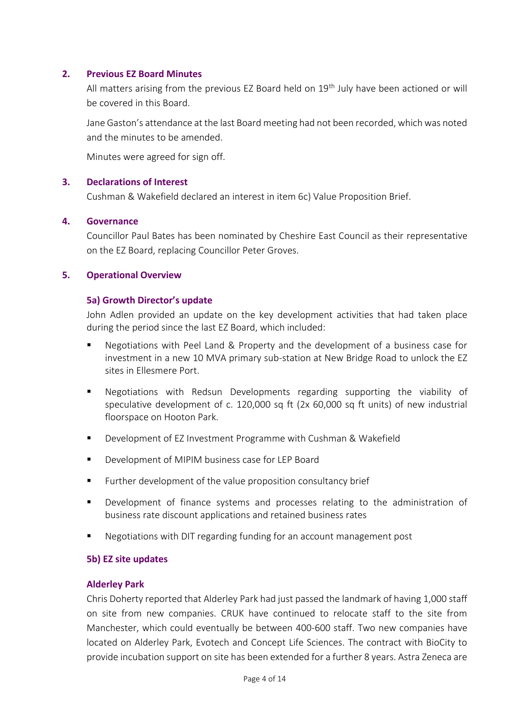## 2. Previous EZ Board Minutes

All matters arising from the previous EZ Board held on 19th July have been actioned or will be covered in this Board.

Jane Gaston's attendance at the last Board meeting had not been recorded, which was noted and the minutes to be amended.

Minutes were agreed for sign off.

## 3. Declarations of Interest

Cushman & Wakefield declared an interest in item 6c) Value Proposition Brief.

## 4. Governance

Councillor Paul Bates has been nominated by Cheshire East Council as their representative on the EZ Board, replacing Councillor Peter Groves.

## 5. Operational Overview

### 5a) Growth Director's update

John Adlen provided an update on the key development activities that had taken place during the period since the last EZ Board, which included:

- Negotiations with Peel Land & Property and the development of a business case for investment in a new 10 MVA primary sub-station at New Bridge Road to unlock the EZ sites in Ellesmere Port.
- Negotiations with Redsun Developments regarding supporting the viability of speculative development of c. 120,000 sq ft (2x 60,000 sq ft units) of new industrial floorspace on Hooton Park.
- Development of EZ Investment Programme with Cushman & Wakefield
- Development of MIPIM business case for LEP Board
- Further development of the value proposition consultancy brief
- Development of finance systems and processes relating to the administration of business rate discount applications and retained business rates
- Negotiations with DIT regarding funding for an account management post

### 5b) EZ site updates

**Alderley Park**

Chris Doherty reported that Alderley Park had just passed the landmark of having 1,000 staff on site from new companies. CRUK have continued to relocate staff to the site from Manchester, which could eventually be between 400-600 staff. Two new companies have located on Alderley Park, Evotech and Concept Life Sciences. The contract with BioCity to provide incubation support on site has been extended for a further 8 years. Astra Zeneca are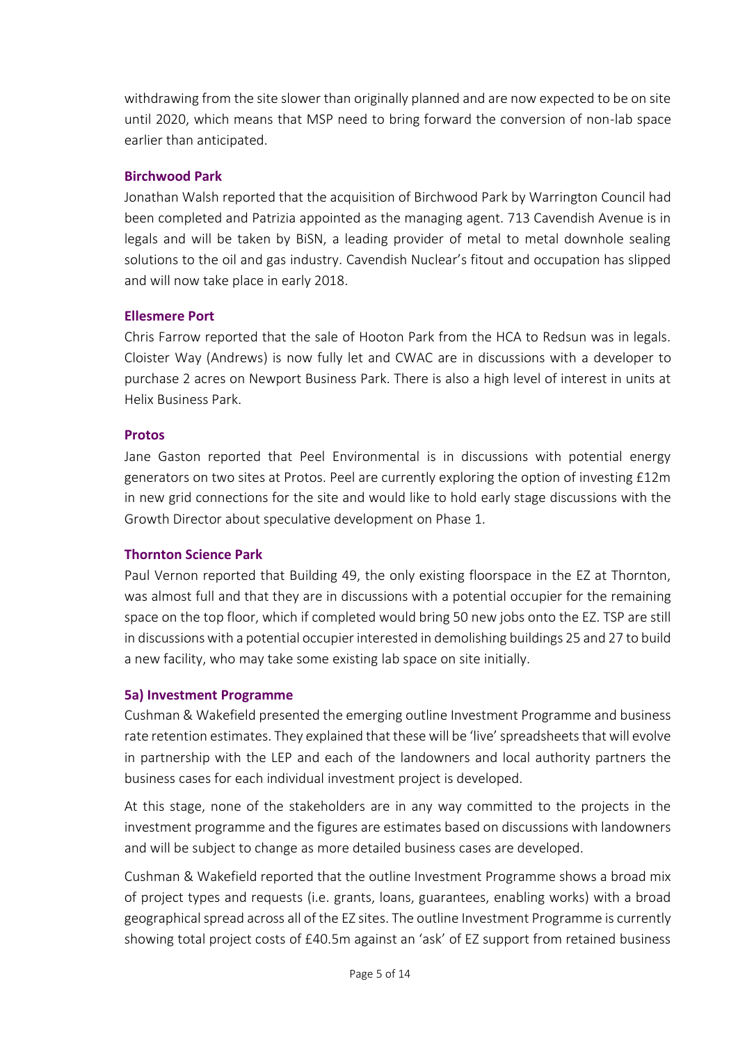withdrawing from the site slower than originally planned and are now expected to be on site until 2020, which means that MSP need to bring forward the conversion of non-lab space earlier than anticipated.

### Birchwood Park

Jonathan Walsh reported that the acquisition of Birchwood Park by Warrington Council had been completed and Patrizia appointed as the managing agent. 713 Cavendish Avenue is in legals and will be taken by BiSN, a leading provider of metal to metal downhole sealing solutions to the oil and gas industry. Cavendish Nuclear's fitout and occupation has slipped and will now take place in early 2018.

### Ellesmere Port

Chris Farrow reported that the sale of Hooton Park from the HCA to Redsun was in legals. Cloister Way (Andrews) is now fully let and CWAC are in discussions with a developer to purchase 2 acres on Newport Business Park. There is also a high level of interest in units at Helix Business Park.

### Protos

Jane Gaston reported that Peel Environmental is in discussions with potential energy generators on two sites at Protos. Peel are currently exploring the option of investing £12m in new grid connections for the site and would like to hold early stage discussions with the Growth Director about speculative development on Phase 1.

### Thornton Science Park

Paul Vernon reported that Building 49, the only existing floorspace in the EZ at Thornton, was almost full and that they are in discussions with a potential occupier for the remaining space on the top floor, which if completed would bring 50 new jobs onto the EZ. TSP are still in discussions with a potential occupier interested in demolishing buildings 25 and 27 to build a new facility, who may take some existing lab space on site initially.

### 5a) Investment Programme

Cushman & Wakefield presented the emerging outline Investment Programme and business rate retention estimates. They explained that these will be 'live' spreadsheets that will evolve in partnership with the LEP and each of the landowners and local authority partners the business cases for each individual investment project is developed.

At this stage, none of the stakeholders are in any way committed to the projects in the investment programme and the figures are estimates based on discussions with landowners and will be subject to change as more detailed business cases are developed.

Cushman & Wakefield reported that the outline Investment Programme shows a broad mix of project types and requests (i.e. grants, loans, guarantees, enabling works) with a broad geographical spread across all of the EZ sites. The outline Investment Programme is currently showing total project costs of £40.5m against an 'ask' of EZ support from retained business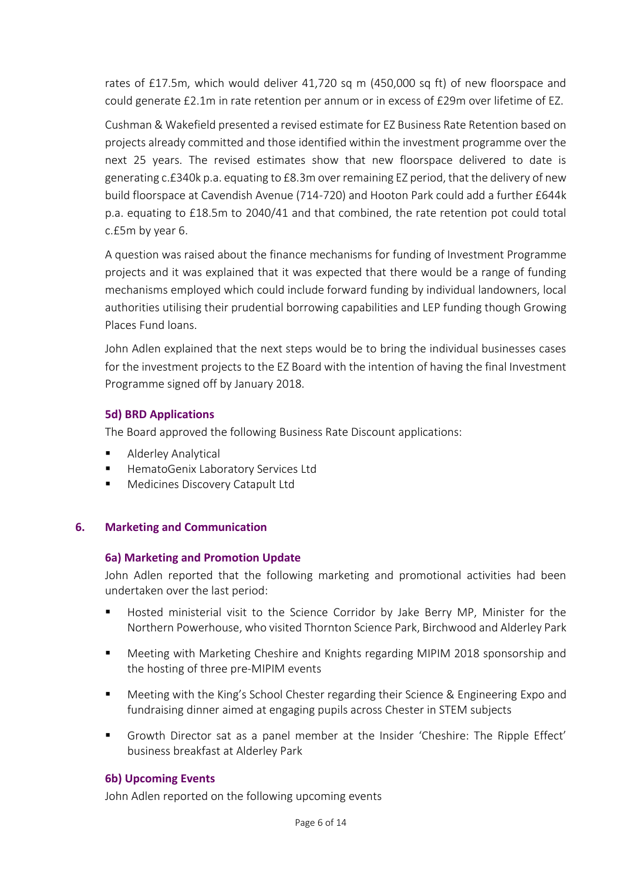rates of £17.5m, which would deliver 41,720 sq m (450,000 sq ft) of new floorspace and could generate £2.1m in rate retention per annum or in excess of £29m over lifetime of EZ.

Cushman & Wakefield presented a revised estimate for EZ Business Rate Retention based on projects already committed and those identified within the investment programme over the next 25 years. The revised estimates show that new floorspace delivered to date is generating c.£340k p.a. equating to £8.3m over remaining EZ period, that the delivery of new build floorspace at Cavendish Avenue (714-720) and Hooton Park could add a further £644k p.a. equating to £18.5m to 2040/41 and that combined, the rate retention pot could total c.£5m by year 6.

A question was raised about the finance mechanisms for funding of Investment Programme projects and it was explained that it was expected that there would be a range of funding mechanisms employed which could include forward funding by individual landowners, local authorities utilising their prudential borrowing capabilities and LEP funding though Growing Places Fund loans.

John Adlen explained that the next steps would be to bring the individual businesses cases for the investment projects to the EZ Board with the intention of having the final Investment Programme signed off by January 2018.

### 5d) BRD Applications

The Board approved the following Business Rate Discount applications:

- Alderley Analytical
- HematoGenix Laboratory Services Ltd
- Medicines Discovery Catapult Ltd

## 6. Marketing and Communication

### 6a) Marketing and Promotion Update

John Adlen reported that the following marketing and promotional activities had been undertaken over the last period:

- Hosted ministerial visit to the Science Corridor by Jake Berry MP, Minister for the Northern Powerhouse, who visited Thornton Science Park, Birchwood and Alderley Park
- Meeting with Marketing Cheshire and Knights regarding MIPIM 2018 sponsorship and the hosting of three pre-MIPIM events
- Meeting with the King's School Chester regarding their Science & Engineering Expo and fundraising dinner aimed at engaging pupils across Chester in STEM subjects
- Growth Director sat as a panel member at the Insider 'Cheshire: The Ripple Effect' business breakfast at Alderley Park

### 6b) Upcoming Events

John Adlen reported on the following upcoming events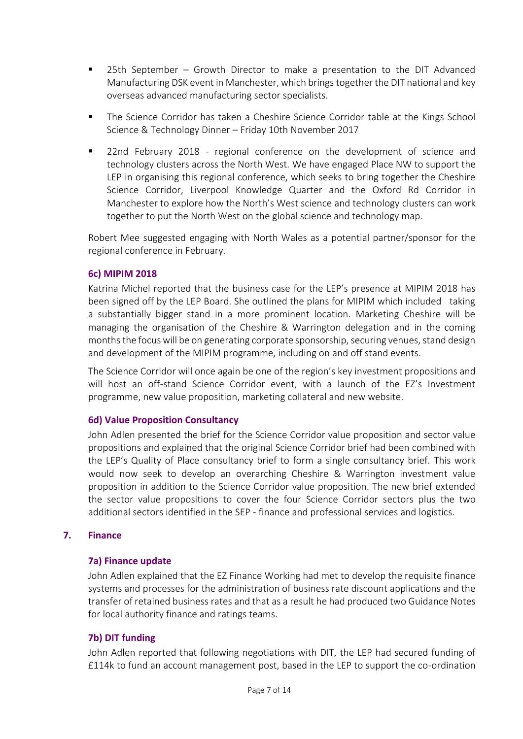- 25th September – Growth Director to make a presentation to the DIT Advanced Manufacturing DSK event in Manchester, which brings together the DIT national and key overseas advanced manufacturing sector specialists.
- The Science Corridor has taken a Cheshire Science Corridor table at the Kings School Science & Technology Dinner – Friday 10th November 2017
- 22nd February 2018 - regional conference on the development of science and technology clusters across the North West. We have engaged Place NW to support the LEP in organising this regional conference, which seeks to bring together the Cheshire Science Corridor, Liverpool Knowledge Quarter and the Oxford Rd Corridor in Manchester to explore how the North's West science and technology clusters can work together to put the North West on the global science and technology map.

Robert Mee suggested engaging with North Wales as a potential partner/sponsor for the regional conference in February.

### 6c) MIPIM 2018

Katrina Michel reported that the business case for the LEP's presence at MIPIM 2018 has been signed off by the LEP Board. She outlined the plans for MIPIM which included taking a substantially bigger stand in a more prominent location. Marketing Cheshire will be managing the organisation of the Cheshire & Warrington delegation and in the coming months the focus will be on generating corporate sponsorship, securing venues, stand design and development of the MIPIM programme, including on and off stand events.

The Science Corridor will once again be one of the region's key investment propositions and will host an off-stand Science Corridor event, with a launch of the EZ's Investment programme, new value proposition, marketing collateral and new website.

### 6d) Value Proposition Consultancy

John Adlen presented the brief for the Science Corridor value proposition and sector value propositions and explained that the original Science Corridor brief had been combined with the LEP's Quality of Place consultancy brief to form a single consultancy brief. This work would now seek to develop an overarching Cheshire & Warrington investment value proposition in addition to the Science Corridor value proposition. The new brief extended the sector value propositions to cover the four Science Corridor sectors plus the two additional sectors identified in the SEP - finance and professional services and logistics.

## 7. Finance

### 7a) Finance update

John Adlen explained that the EZ Finance Working had met to develop the requisite finance systems and processes for the administration of business rate discount applications and the transfer of retained business rates and that as a result he had produced two Guidance Notes for local authority finance and ratings teams.

### 7b) DIT funding

John Adlen reported that following negotiations with DIT, the LEP had secured funding of £114k to fund an account management post, based in the LEP to support the co-ordination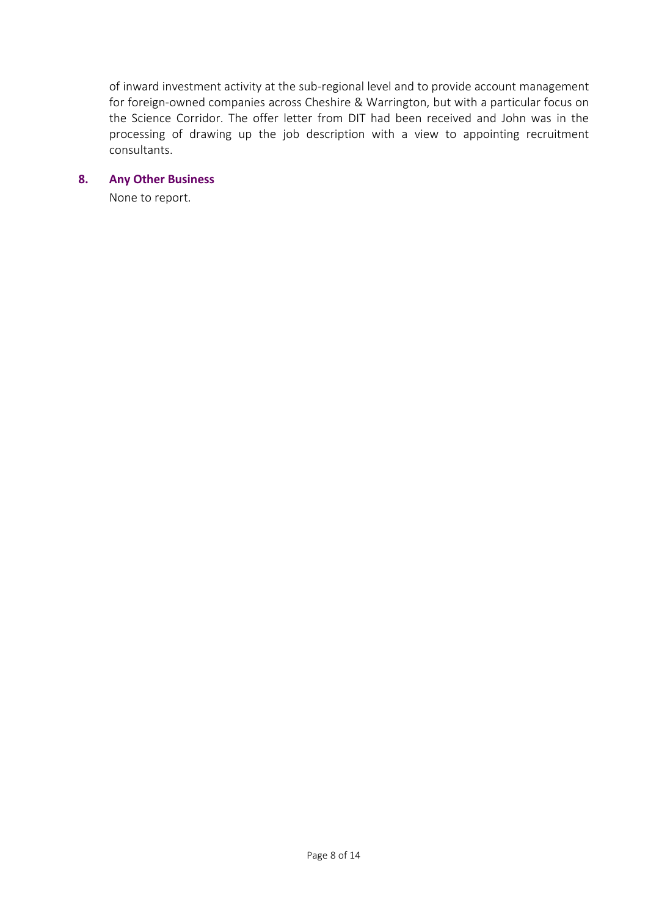of inward investment activity at the sub-regional level and to provide account management for foreign-owned companies across Cheshire & Warrington, but with a particular focus on the Science Corridor. The offer letter from DIT had been received and John was in the processing of drawing up the job description with a view to appointing recruitment consultants.

## 8. Any Other Business

None to report.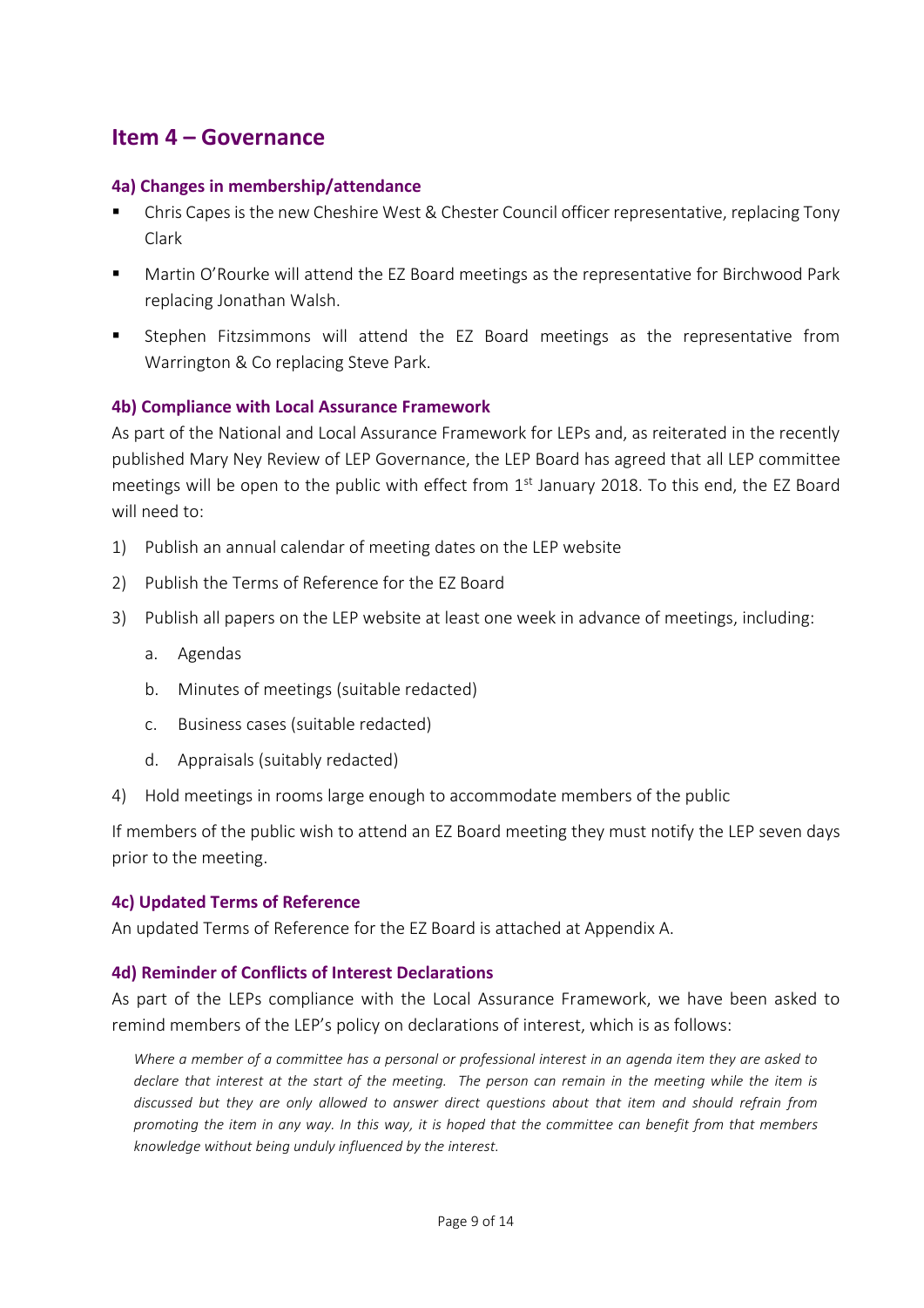## Item 4 – Governance

### 4a) Changes in membership/attendance

- Chris Capes is the new Cheshire West & Chester Council officer representative, replacing Tony Clark
- Martin O'Rourke will attend the EZ Board meetings as the representative for Birchwood Park replacing Jonathan Walsh.
- Stephen Fitzsimmons will attend the EZ Board meetings as the representative from Warrington & Co replacing Steve Park.

### 4b) Compliance with Local Assurance Framework

As part of the National and Local Assurance Framework for LEPs and, as reiterated in the recently published Mary Ney Review of LEP Governance, the LEP Board has agreed that all LEP committee meetings will be open to the public with effect from 1st January 2018. To this end, the EZ Board will need to:

1) Publish an annual calendar of meeting dates on the LEP website
2) Publish the Terms of Reference for the EZ Board
3) Publish all papers on the LEP website at least one week in advance of meetings, including:
   a. Agendas
   b. Minutes of meetings (suitable redacted)
   c. Business cases (suitable redacted)
   d. Appraisals (suitably redacted)
4) Hold meetings in rooms large enough to accommodate members of the public

If members of the public wish to attend an EZ Board meeting they must notify the LEP seven days prior to the meeting.

### 4c) Updated Terms of Reference

An updated Terms of Reference for the EZ Board is attached at Appendix A.

### 4d) Reminder of Conflicts of Interest Declarations

As part of the LEPs compliance with the Local Assurance Framework, we have been asked to remind members of the LEP's policy on declarations of interest, which is as follows:

> *Where a member of a committee has a personal or professional interest in an agenda item they are asked to declare that interest at the start of the meeting. The person can remain in the meeting while the item is discussed but they are only allowed to answer direct questions about that item and should refrain from promoting the item in any way. In this way, it is hoped that the committee can benefit from that members knowledge without being unduly influenced by the interest.*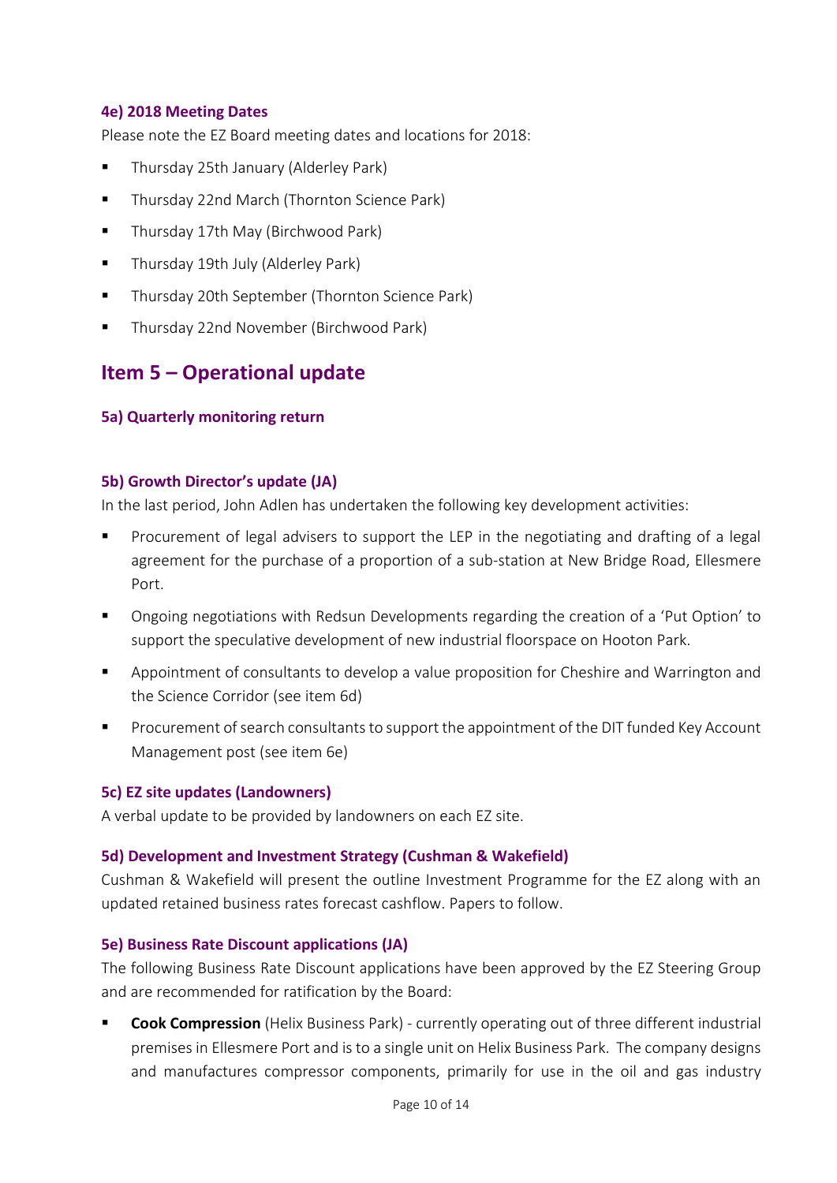#### 4e) 2018 Meeting Dates

Please note the EZ Board meeting dates and locations for 2018:

- Thursday 25th January (Alderley Park)
- Thursday 22nd March (Thornton Science Park)
- Thursday 17th May (Birchwood Park)
- Thursday 19th July (Alderley Park)
- Thursday 20th September (Thornton Science Park)
- Thursday 22nd November (Birchwood Park)

## Item 5 – Operational update

#### 5a) Quarterly monitoring return

#### 5b) Growth Director's update (JA)

In the last period, John Adlen has undertaken the following key development activities:

- Procurement of legal advisers to support the LEP in the negotiating and drafting of a legal agreement for the purchase of a proportion of a sub-station at New Bridge Road, Ellesmere Port.
- Ongoing negotiations with Redsun Developments regarding the creation of a 'Put Option' to support the speculative development of new industrial floorspace on Hooton Park.
- Appointment of consultants to develop a value proposition for Cheshire and Warrington and the Science Corridor (see item 6d)
- Procurement of search consultants to support the appointment of the DIT funded Key Account Management post (see item 6e)

#### 5c) EZ site updates (Landowners)

A verbal update to be provided by landowners on each EZ site.

#### 5d) Development and Investment Strategy (Cushman & Wakefield)

Cushman & Wakefield will present the outline Investment Programme for the EZ along with an updated retained business rates forecast cashflow. Papers to follow.

#### 5e) Business Rate Discount applications (JA)

The following Business Rate Discount applications have been approved by the EZ Steering Group and are recommended for ratification by the Board:

- **Cook Compression** (Helix Business Park) - currently operating out of three different industrial premises in Ellesmere Port and is to a single unit on Helix Business Park. The company designs and manufactures compressor components, primarily for use in the oil and gas industry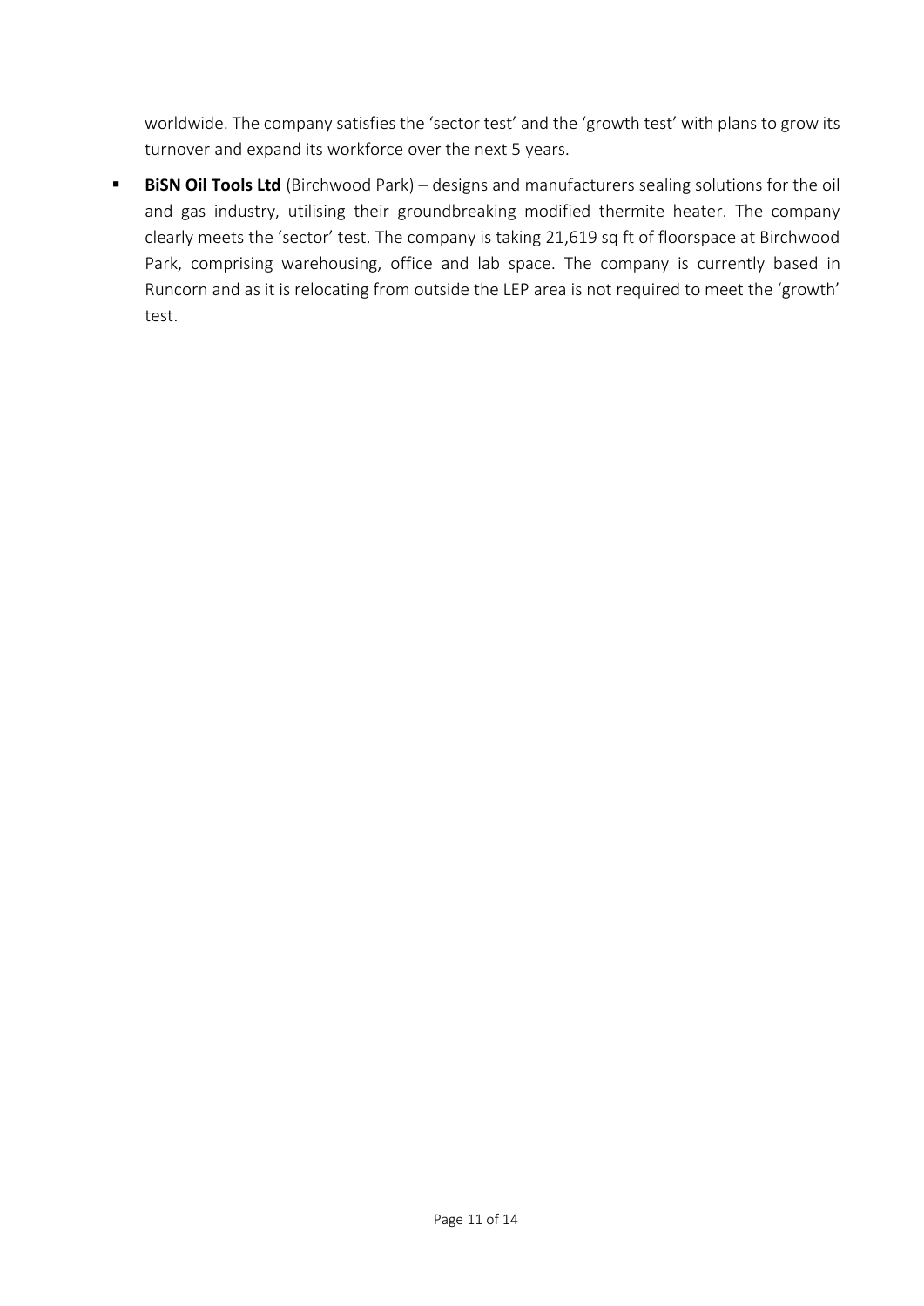worldwide. The company satisfies the 'sector test' and the 'growth test' with plans to grow its turnover and expand its workforce over the next 5 years.

- **BiSN Oil Tools Ltd** (Birchwood Park) – designs and manufacturers sealing solutions for the oil and gas industry, utilising their groundbreaking modified thermite heater. The company clearly meets the 'sector' test. The company is taking 21,619 sq ft of floorspace at Birchwood Park, comprising warehousing, office and lab space. The company is currently based in Runcorn and as it is relocating from outside the LEP area is not required to meet the 'growth' test.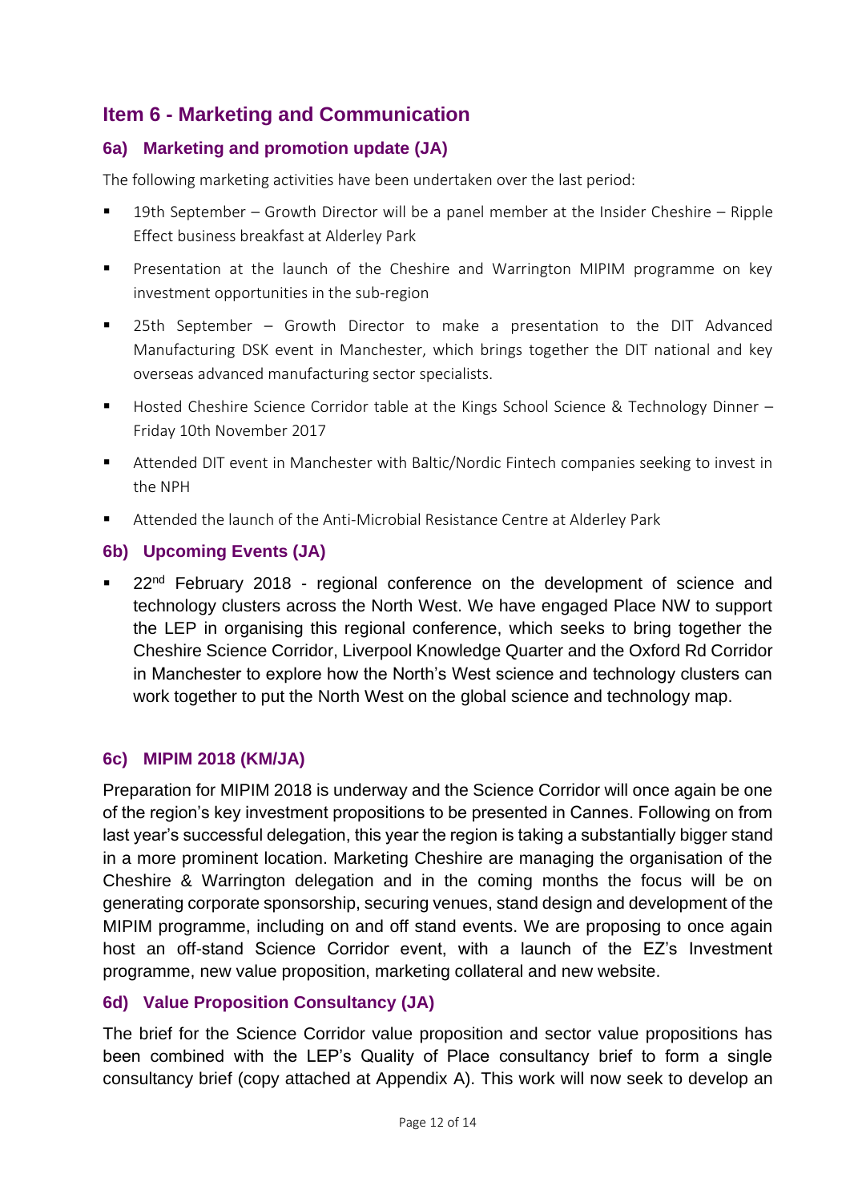## Item 6 - Marketing and Communication

### 6a) Marketing and promotion update (JA)

The following marketing activities have been undertaken over the last period:

- 19th September – Growth Director will be a panel member at the Insider Cheshire – Ripple Effect business breakfast at Alderley Park
- Presentation at the launch of the Cheshire and Warrington MIPIM programme on key investment opportunities in the sub-region
- 25th September – Growth Director to make a presentation to the DIT Advanced Manufacturing DSK event in Manchester, which brings together the DIT national and key overseas advanced manufacturing sector specialists.
- Hosted Cheshire Science Corridor table at the Kings School Science & Technology Dinner – Friday 10th November 2017
- Attended DIT event in Manchester with Baltic/Nordic Fintech companies seeking to invest in the NPH
- Attended the launch of the Anti-Microbial Resistance Centre at Alderley Park

### 6b) Upcoming Events (JA)

- 22nd February 2018 - regional conference on the development of science and technology clusters across the North West. We have engaged Place NW to support the LEP in organising this regional conference, which seeks to bring together the Cheshire Science Corridor, Liverpool Knowledge Quarter and the Oxford Rd Corridor in Manchester to explore how the North's West science and technology clusters can work together to put the North West on the global science and technology map.

### 6c) MIPIM 2018 (KM/JA)

Preparation for MIPIM 2018 is underway and the Science Corridor will once again be one of the region's key investment propositions to be presented in Cannes. Following on from last year's successful delegation, this year the region is taking a substantially bigger stand in a more prominent location. Marketing Cheshire are managing the organisation of the Cheshire & Warrington delegation and in the coming months the focus will be on generating corporate sponsorship, securing venues, stand design and development of the MIPIM programme, including on and off stand events. We are proposing to once again host an off-stand Science Corridor event, with a launch of the EZ's Investment programme, new value proposition, marketing collateral and new website.

### 6d) Value Proposition Consultancy (JA)

The brief for the Science Corridor value proposition and sector value propositions has been combined with the LEP's Quality of Place consultancy brief to form a single consultancy brief (copy attached at Appendix A). This work will now seek to develop an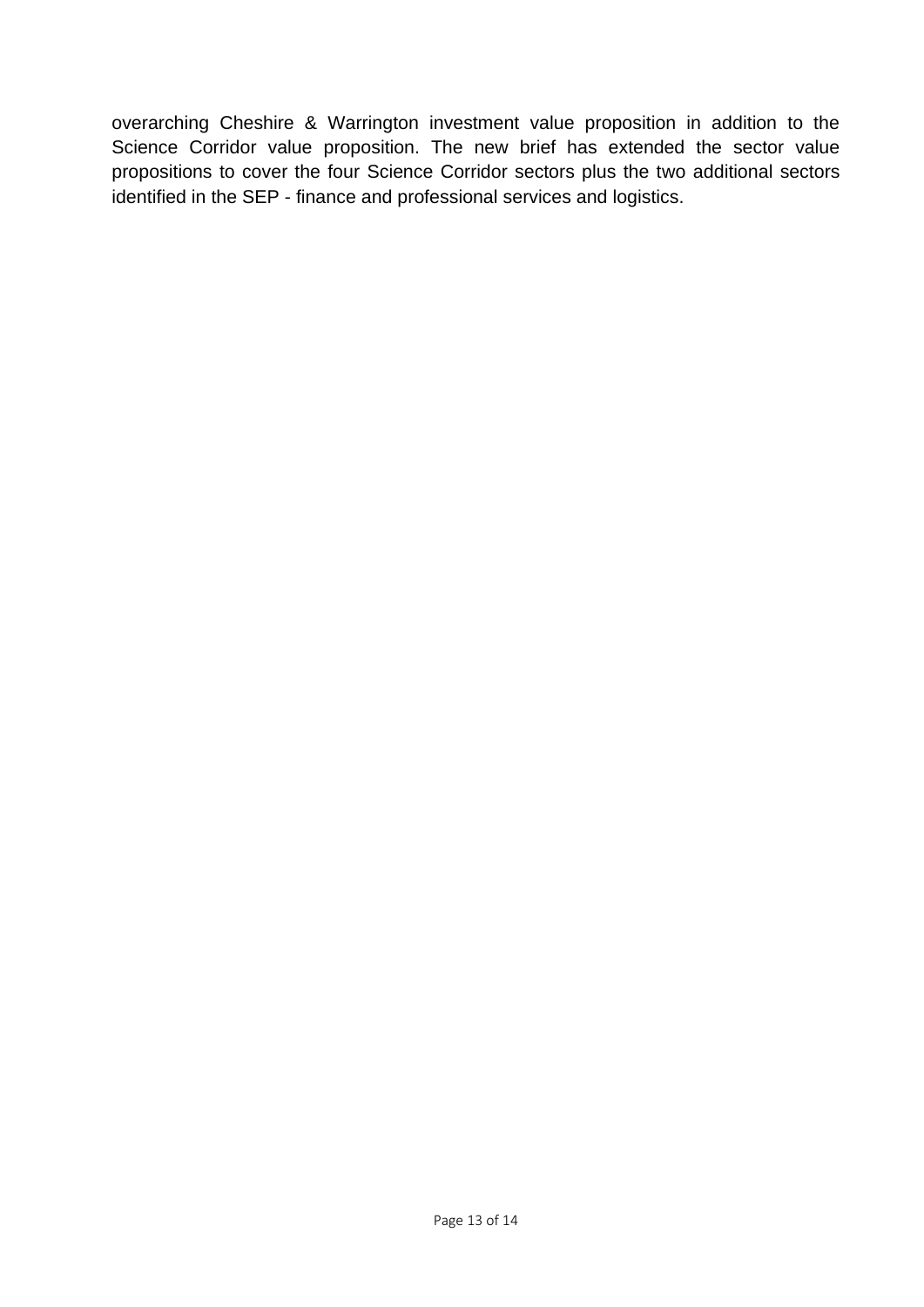overarching Cheshire & Warrington investment value proposition in addition to the Science Corridor value proposition. The new brief has extended the sector value propositions to cover the four Science Corridor sectors plus the two additional sectors identified in the SEP - finance and professional services and logistics.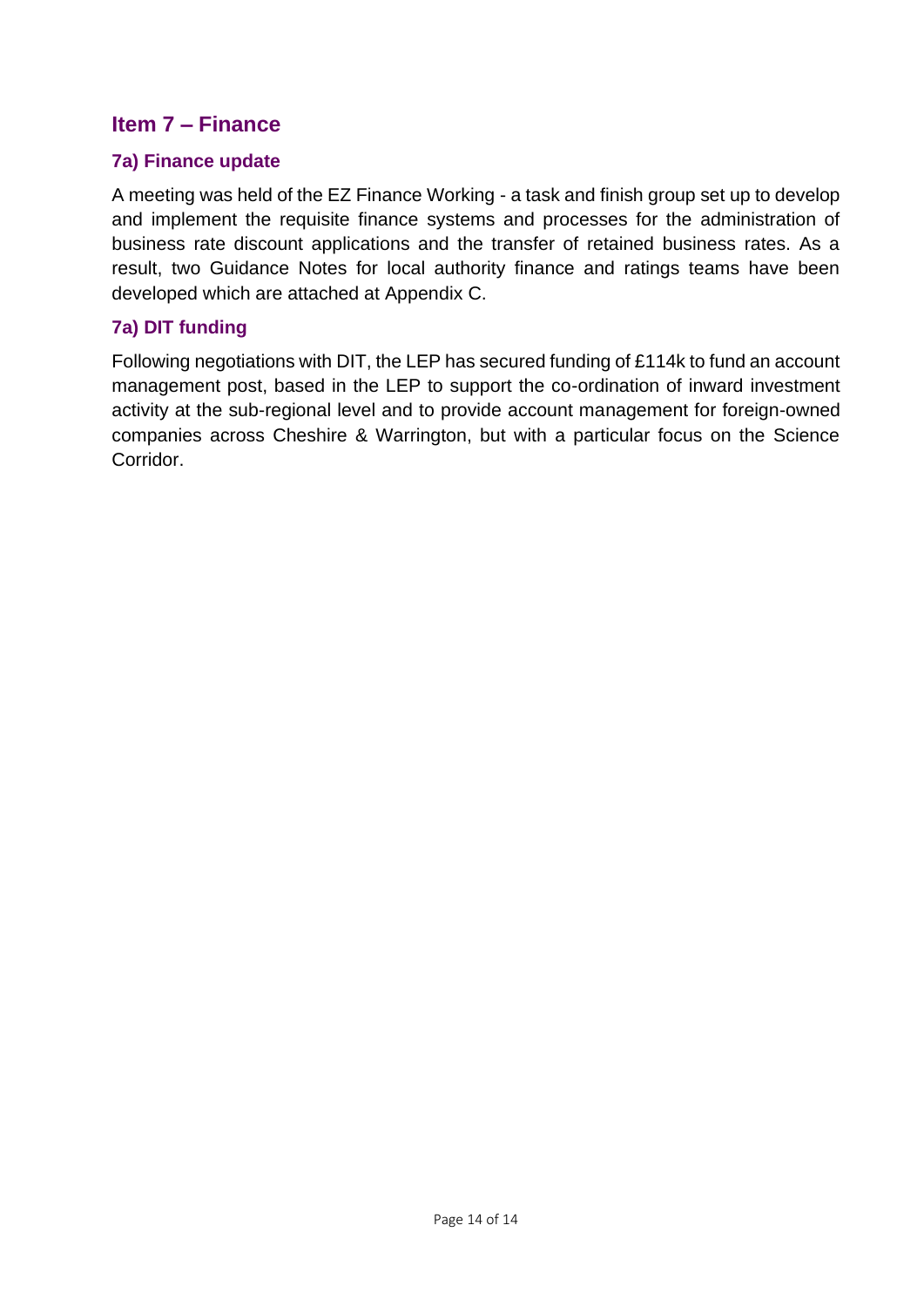## Item 7 – Finance

### 7a) Finance update

A meeting was held of the EZ Finance Working - a task and finish group set up to develop and implement the requisite finance systems and processes for the administration of business rate discount applications and the transfer of retained business rates. As a result, two Guidance Notes for local authority finance and ratings teams have been developed which are attached at Appendix C.

### 7a) DIT funding

Following negotiations with DIT, the LEP has secured funding of £114k to fund an account management post, based in the LEP to support the co-ordination of inward investment activity at the sub-regional level and to provide account management for foreign-owned companies across Cheshire & Warrington, but with a particular focus on the Science Corridor.